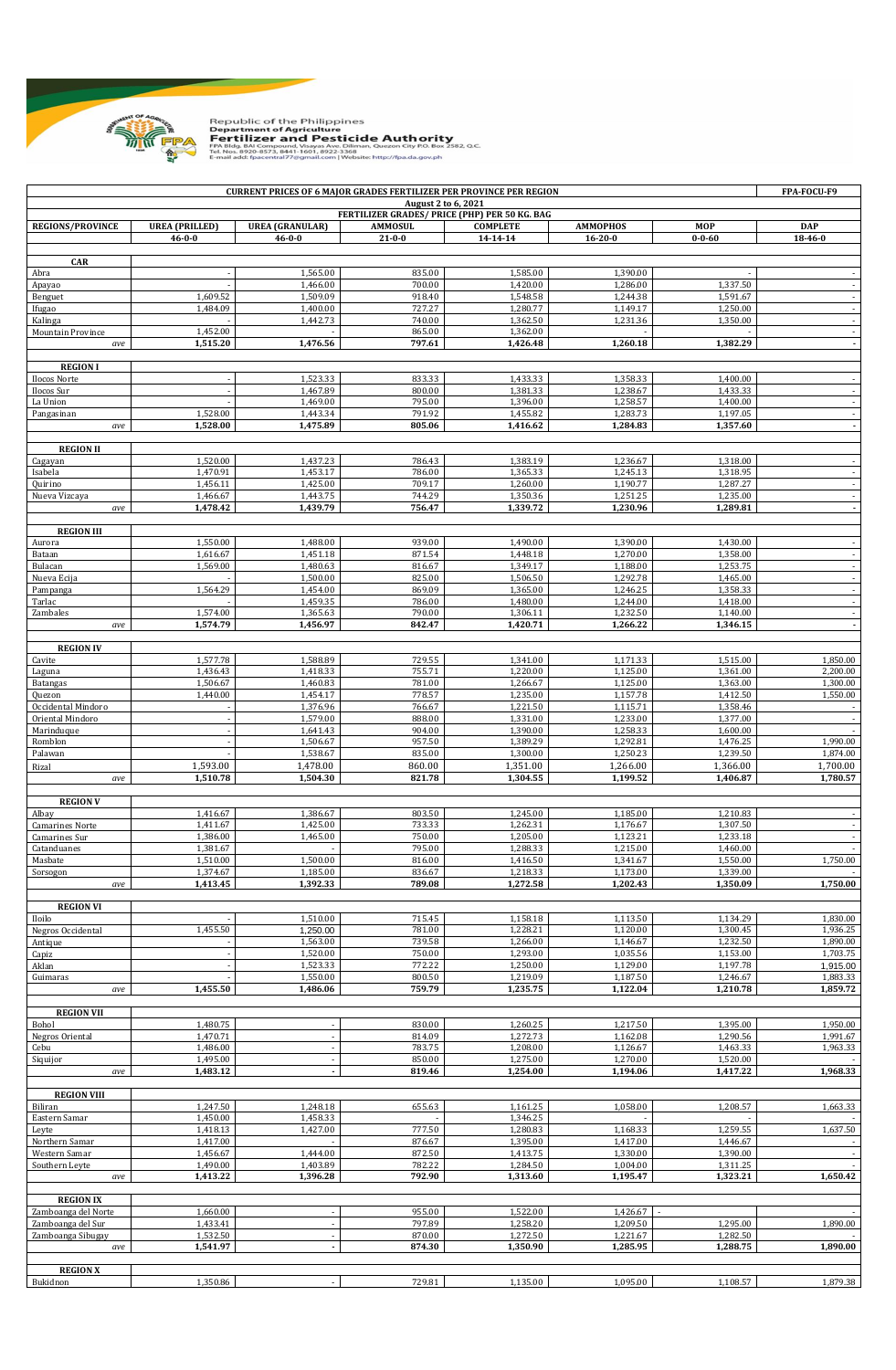Republic of the Philippines
**Department of Agriculture**
**Fertilizer and Pesticide Authority**
FPA Bldg. BAI Compound, Visayas Ave. Diliman, Quezon City P.O. Box 2582, Q.C.
Tel. Nos. 8920-8573, 8441-1601, 8922-3368
E-mail add: fpacentral77@gmail.com | Website: http://fpa.da.gov.ph

| CURRENT PRICES OF 6 MAJOR GRADES FERTILIZER PER PROVINCE PER REGION | | | | | | | FPA-FOCU-F9 |
|---|---|---|---|---|---|---|---|
| August 2 to 6, 2021 | | | | | | | |
| FERTILIZER GRADES/ PRICE (PHP) PER 50 KG. BAG | | | | | | | |
| REGIONS/PROVINCE | UREA (PRILLED) | UREA (GRANULAR) | AMMOSUL | COMPLETE | AMMOPHOS | MOP | DAP |
| | 46-0-0 | 46-0-0 | 21-0-0 | 14-14-14 | 16-20-0 | 0-0-60 | 18-46-0 |
| **CAR** | | | | | | | |
| Abra | - | 1,565.00 | 835.00 | 1,585.00 | 1,390.00 | - | - |
| Apayao | - | 1,466.00 | 700.00 | 1,420.00 | 1,286.00 | 1,337.50 | - |
| Benguet | 1,609.52 | 1,509.09 | 918.40 | 1,548.58 | 1,244.38 | 1,591.67 | - |
| Ifugao | 1,484.09 | 1,400.00 | 727.27 | 1,280.77 | 1,149.17 | 1,250.00 | - |
| Kalinga | - | 1,442.73 | 740.00 | 1,362.50 | 1,231.36 | 1,350.00 | - |
| Mountain Province | 1,452.00 | - | 865.00 | 1,362.00 | - | - | - |
| *ave* | **1,515.20** | **1,476.56** | **797.61** | **1,426.48** | **1,260.18** | **1,382.29** | **-** |
| **REGION I** | | | | | | | |
| Ilocos Norte | - | 1,523.33 | 833.33 | 1,433.33 | 1,358.33 | 1,400.00 | - |
| Ilocos Sur | - | 1,467.89 | 800.00 | 1,381.33 | 1,238.67 | 1,433.33 | - |
| La Union | - | 1,469.00 | 795.00 | 1,396.00 | 1,258.57 | 1,400.00 | - |
| Pangasinan | 1,528.00 | 1,443.34 | 791.92 | 1,455.82 | 1,283.73 | 1,197.05 | - |
| *ave* | **1,528.00** | **1,475.89** | **805.06** | **1,416.62** | **1,284.83** | **1,357.60** | **-** |
| **REGION II** | | | | | | | |
| Cagayan | 1,520.00 | 1,437.23 | 786.43 | 1,383.19 | 1,236.67 | 1,318.00 | - |
| Isabela | 1,470.91 | 1,453.17 | 786.00 | 1,365.33 | 1,245.13 | 1,318.95 | - |
| Quirino | 1,456.11 | 1,425.00 | 709.17 | 1,260.00 | 1,190.77 | 1,287.27 | - |
| Nueva Vizcaya | 1,466.67 | 1,443.75 | 744.29 | 1,350.36 | 1,251.25 | 1,235.00 | - |
| *ave* | **1,478.42** | **1,439.79** | **756.47** | **1,339.72** | **1,230.96** | **1,289.81** | **-** |
| **REGION III** | | | | | | | |
| Aurora | 1,550.00 | 1,488.00 | 939.00 | 1,490.00 | 1,390.00 | 1,430.00 | - |
| Bataan | 1,616.67 | 1,451.18 | 871.54 | 1,448.18 | 1,270.00 | 1,358.00 | - |
| Bulacan | 1,569.00 | 1,480.63 | 816.67 | 1,349.17 | 1,188.00 | 1,253.75 | - |
| Nueva Ecija | - | 1,500.00 | 825.00 | 1,506.50 | 1,292.78 | 1,465.00 | - |
| Pampanga | 1,564.29 | 1,454.00 | 869.09 | 1,365.00 | 1,246.25 | 1,358.33 | - |
| Tarlac | - | 1,459.35 | 786.00 | 1,480.00 | 1,244.00 | 1,418.00 | - |
| Zambales | 1,574.00 | 1,365.63 | 790.00 | 1,306.11 | 1,232.50 | 1,140.00 | - |
| *ave* | **1,574.79** | **1,456.97** | **842.47** | **1,420.71** | **1,266.22** | **1,346.15** | **-** |
| **REGION IV** | | | | | | | |
| Cavite | 1,577.78 | 1,588.89 | 729.55 | 1,341.00 | 1,171.33 | 1,515.00 | 1,850.00 |
| Laguna | 1,436.43 | 1,418.33 | 755.71 | 1,220.00 | 1,125.00 | 1,361.00 | 2,200.00 |
| Batangas | 1,506.67 | 1,460.83 | 781.00 | 1,266.67 | 1,125.00 | 1,363.00 | 1,300.00 |
| Quezon | 1,440.00 | 1,454.17 | 778.57 | 1,235.00 | 1,157.78 | 1,412.50 | 1,550.00 |
| Occidental Mindoro | - | 1,376.96 | 766.67 | 1,221.50 | 1,115.71 | 1,358.46 | - |
| Oriental Mindoro | - | 1,579.00 | 888.00 | 1,331.00 | 1,233.00 | 1,377.00 | - |
| Marinduque | - | 1,641.43 | 904.00 | 1,390.00 | 1,258.33 | 1,600.00 | - |
| Romblon | - | 1,506.67 | 957.50 | 1,389.29 | 1,292.81 | 1,476.25 | 1,990.00 |
| Palawan | - | 1,538.67 | 835.00 | 1,300.00 | 1,250.23 | 1,239.50 | 1,874.00 |
| Rizal | 1,593.00 | 1,478.00 | 860.00 | 1,351.00 | 1,266.00 | 1,366.00 | 1,700.00 |
| *ave* | **1,510.78** | **1,504.30** | **821.78** | **1,304.55** | **1,199.52** | **1,406.87** | **1,780.57** |
| **REGION V** | | | | | | | |
| Albay | 1,416.67 | 1,386.67 | 803.50 | 1,245.00 | 1,185.00 | 1,210.83 | - |
| Camarines Norte | 1,411.67 | 1,425.00 | 733.33 | 1,262.31 | 1,176.67 | 1,307.50 | - |
| Camarines Sur | 1,386.00 | 1,465.00 | 750.00 | 1,205.00 | 1,123.21 | 1,233.18 | - |
| Catanduanes | 1,381.67 | - | 795.00 | 1,288.33 | 1,215.00 | 1,460.00 | - |
| Masbate | 1,510.00 | 1,500.00 | 816.00 | 1,416.50 | 1,341.67 | 1,550.00 | 1,750.00 |
| Sorsogon | 1,374.67 | 1,185.00 | 836.67 | 1,218.33 | 1,173.00 | 1,339.00 | - |
| *ave* | **1,413.45** | **1,392.33** | **789.08** | **1,272.58** | **1,202.43** | **1,350.09** | **1,750.00** |
| **REGION VI** | | | | | | | |
| Iloilo | - | 1,510.00 | 715.45 | 1,158.18 | 1,113.50 | 1,134.29 | 1,830.00 |
| Negros Occidental | 1,455.50 | 1,250.00 | 781.00 | 1,228.21 | 1,120.00 | 1,300.45 | 1,936.25 |
| Antique | - | 1,563.00 | 739.58 | 1,266.00 | 1,146.67 | 1,232.50 | 1,890.00 |
| Capiz | - | 1,520.00 | 750.00 | 1,293.00 | 1,035.56 | 1,153.00 | 1,703.75 |
| Aklan | - | 1,523.33 | 772.22 | 1,250.00 | 1,129.00 | 1,197.78 | 1,915.00 |
| Guimaras | - | 1,550.00 | 800.50 | 1,219.09 | 1,187.50 | 1,246.67 | 1,883.33 |
| *ave* | **1,455.50** | **1,486.06** | **759.79** | **1,235.75** | **1,122.04** | **1,210.78** | **1,859.72** |
| **REGION VII** | | | | | | | |
| Bohol | 1,480.75 | - | 830.00 | 1,260.25 | 1,217.50 | 1,395.00 | 1,950.00 |
| Negros Oriental | 1,470.71 | - | 814.09 | 1,272.73 | 1,162.08 | 1,290.56 | 1,991.67 |
| Cebu | 1,486.00 | - | 783.75 | 1,208.00 | 1,126.67 | 1,463.33 | 1,963.33 |
| Siquijor | 1,495.00 | - | 850.00 | 1,275.00 | 1,270.00 | 1,520.00 | - |
| *ave* | **1,483.12** | **-** | **819.46** | **1,254.00** | **1,194.06** | **1,417.22** | **1,968.33** |
| **REGION VIII** | | | | | | | |
| Biliran | 1,247.50 | 1,248.18 | 655.63 | 1,161.25 | 1,058.00 | 1,208.57 | 1,663.33 |
| Eastern Samar | 1,450.00 | 1,458.33 | - | 1,346.25 | - | - | - |
| Leyte | 1,418.13 | 1,427.00 | 777.50 | 1,280.83 | 1,168.33 | 1,259.55 | 1,637.50 |
| Northern Samar | 1,417.00 | - | 876.67 | 1,395.00 | 1,417.00 | 1,446.67 | - |
| Western Samar | 1,456.67 | 1,444.00 | 872.50 | 1,413.75 | 1,330.00 | 1,390.00 | - |
| Southern Leyte | 1,490.00 | 1,403.89 | 782.22 | 1,284.50 | 1,004.00 | 1,311.25 | - |
| *ave* | **1,413.22** | **1,396.28** | **792.90** | **1,313.60** | **1,195.47** | **1,323.21** | **1,650.42** |
| **REGION IX** | | | | | | | |
| Zamboanga del Norte | 1,660.00 | - | 955.00 | 1,522.00 | 1,426.67 | - | - |
| Zamboanga del Sur | 1,433.41 | - | 797.89 | 1,258.20 | 1,209.50 | 1,295.00 | 1,890.00 |
| Zamboanga Sibugay | 1,532.50 | - | 870.00 | 1,272.50 | 1,221.67 | 1,282.50 | - |
| *ave* | **1,541.97** | **-** | **874.30** | **1,350.90** | **1,285.95** | **1,288.75** | **1,890.00** |
| **REGION X** | | | | | | | |
| Bukidnon | 1,350.86 | - | 729.81 | 1,135.00 | 1,095.00 | 1,108.57 | 1,879.38 |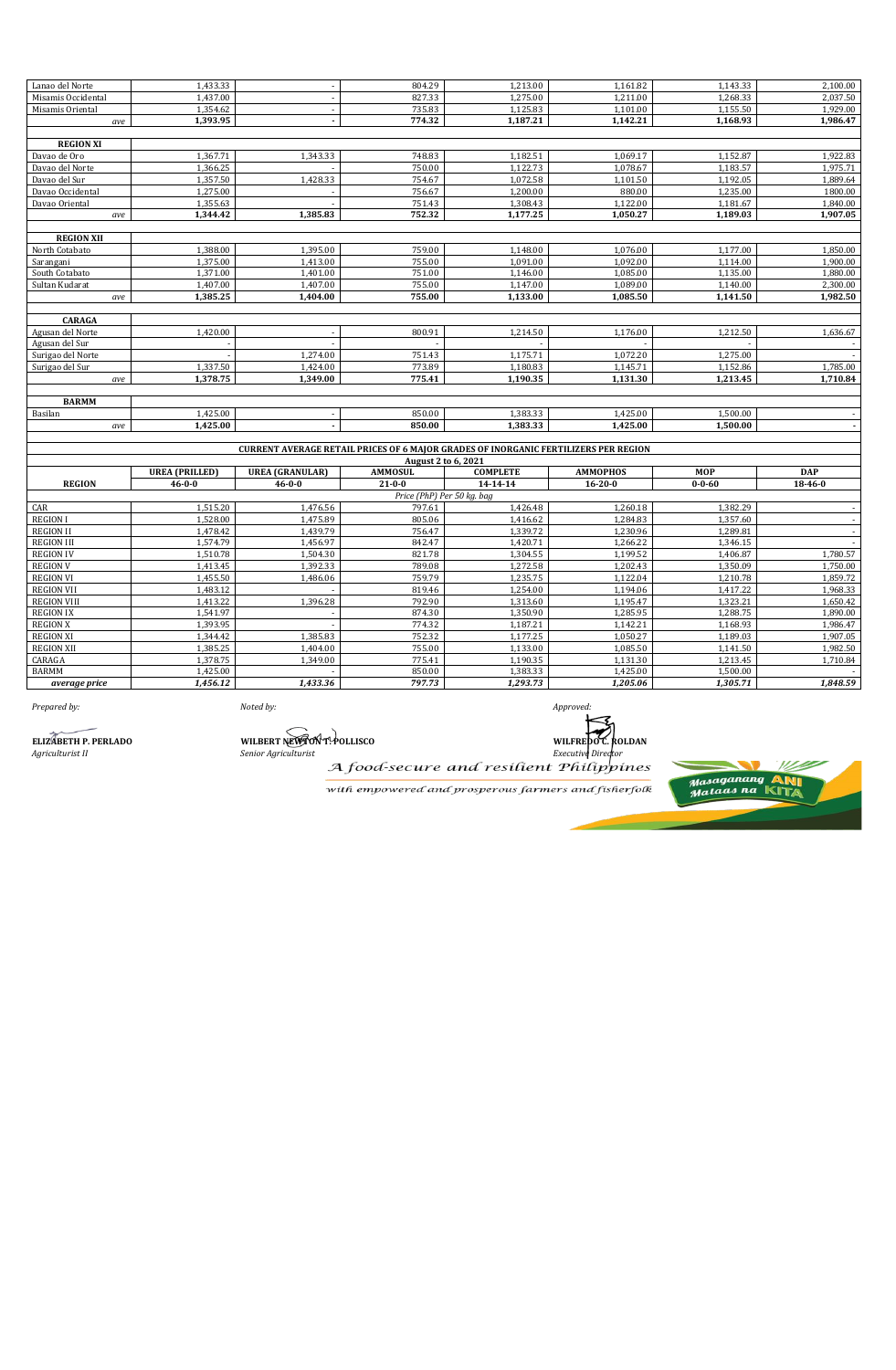| | | | | | | | |
|---|---|---|---|---|---|---|---|
| Lanao del Norte | 1,433.33 | - | 804.29 | 1,213.00 | 1,161.82 | 1,143.33 | 2,100.00 |
| Misamis Occidental | 1,437.00 | - | 827.33 | 1,275.00 | 1,211.00 | 1,268.33 | 2,037.50 |
| Misamis Oriental | 1,354.62 | - | 735.83 | 1,125.83 | 1,101.00 | 1,155.50 | 1,929.00 |
| *ave* | **1,393.95** | **-** | **774.32** | **1,187.21** | **1,142.21** | **1,168.93** | **1,986.47** |
| **REGION XI** | | | | | | | |
| Davao de Oro | 1,367.71 | 1,343.33 | 748.83 | 1,182.51 | 1,069.17 | 1,152.87 | 1,922.83 |
| Davao del Norte | 1,366.25 | - | 750.00 | 1,122.73 | 1,078.67 | 1,183.57 | 1,975.71 |
| Davao del Sur | 1,357.50 | 1,428.33 | 754.67 | 1,072.58 | 1,101.50 | 1,192.05 | 1,889.64 |
| Davao Occidental | 1,275.00 | - | 756.67 | 1,200.00 | 880.00 | 1,235.00 | 1800.00 |
| Davao Oriental | 1,355.63 | - | 751.43 | 1,308.43 | 1,122.00 | 1,181.67 | 1,840.00 |
| *ave* | **1,344.42** | **1,385.83** | **752.32** | **1,177.25** | **1,050.27** | **1,189.03** | **1,907.05** |
| **REGION XII** | | | | | | | |
| North Cotabato | 1,388.00 | 1,395.00 | 759.00 | 1,148.00 | 1,076.00 | 1,177.00 | 1,850.00 |
| Sarangani | 1,375.00 | 1,413.00 | 755.00 | 1,091.00 | 1,092.00 | 1,114.00 | 1,900.00 |
| South Cotabato | 1,371.00 | 1,401.00 | 751.00 | 1,146.00 | 1,085.00 | 1,135.00 | 1,880.00 |
| Sultan Kudarat | 1,407.00 | 1,407.00 | 755.00 | 1,147.00 | 1,089.00 | 1,140.00 | 2,300.00 |
| *ave* | **1,385.25** | **1,404.00** | **755.00** | **1,133.00** | **1,085.50** | **1,141.50** | **1,982.50** |
| **CARAGA** | | | | | | | |
| Agusan del Norte | 1,420.00 | - | 800.91 | 1,214.50 | 1,176.00 | 1,212.50 | 1,636.67 |
| Agusan del Sur | - | - | - | - | - | - | - |
| Surigao del Norte | - | 1,274.00 | 751.43 | 1,175.71 | 1,072.20 | 1,275.00 | - |
| Surigao del Sur | 1,337.50 | 1,424.00 | 773.89 | 1,180.83 | 1,145.71 | 1,152.86 | 1,785.00 |
| *ave* | **1,378.75** | **1,349.00** | **775.41** | **1,190.35** | **1,131.30** | **1,213.45** | **1,710.84** |
| **BARMM** | | | | | | | |
| Basilan | 1,425.00 | - | 850.00 | 1,383.33 | 1,425.00 | 1,500.00 | - |
| *ave* | **1,425.00** | **-** | **850.00** | **1,383.33** | **1,425.00** | **1,500.00** | **-** |

**CURRENT AVERAGE RETAIL PRICES OF 6 MAJOR GRADES OF INORGANIC FERTILIZERS PER REGION**

**August 2 to 6, 2021**

| **REGION** | **UREA (PRILLED) 46-0-0** | **UREA (GRANULAR) 46-0-0** | **AMMOSUL 21-0-0** | **COMPLETE 14-14-14** | **AMMOPHOS 16-20-0** | **MOP 0-0-60** | **DAP 18-46-0** |
|---|---|---|---|---|---|---|---|
| | | | | *Price (PhP) Per 50 kg. bag* | | | |
| CAR | 1,515.20 | 1,476.56 | 797.61 | 1,426.48 | 1,260.18 | 1,382.29 | - |
| REGION I | 1,528.00 | 1,475.89 | 805.06 | 1,416.62 | 1,284.83 | 1,357.60 | - |
| REGION II | 1,478.42 | 1,439.79 | 756.47 | 1,339.72 | 1,230.96 | 1,289.81 | - |
| REGION III | 1,574.79 | 1,456.97 | 842.47 | 1,420.71 | 1,266.22 | 1,346.15 | - |
| REGION IV | 1,510.78 | 1,504.30 | 821.78 | 1,304.55 | 1,199.52 | 1,406.87 | 1,780.57 |
| REGION V | 1,413.45 | 1,392.33 | 789.08 | 1,272.58 | 1,202.43 | 1,350.09 | 1,750.00 |
| REGION VI | 1,455.50 | 1,486.06 | 759.79 | 1,235.75 | 1,122.04 | 1,210.78 | 1,859.72 |
| REGION VII | 1,483.12 | - | 819.46 | 1,254.00 | 1,194.06 | 1,417.22 | 1,968.33 |
| REGION VIII | 1,413.22 | 1,396.28 | 792.90 | 1,313.60 | 1,195.47 | 1,323.21 | 1,650.42 |
| REGION IX | 1,541.97 | - | 874.30 | 1,350.90 | 1,285.95 | 1,288.75 | 1,890.00 |
| REGION X | 1,393.95 | - | 774.32 | 1,187.21 | 1,142.21 | 1,168.93 | 1,986.47 |
| REGION XI | 1,344.42 | 1,385.83 | 752.32 | 1,177.25 | 1,050.27 | 1,189.03 | 1,907.05 |
| REGION XII | 1,385.25 | 1,404.00 | 755.00 | 1,133.00 | 1,085.50 | 1,141.50 | 1,982.50 |
| CARAGA | 1,378.75 | 1,349.00 | 775.41 | 1,190.35 | 1,131.30 | 1,213.45 | 1,710.84 |
| BARMM | 1,425.00 | - | 850.00 | 1,383.33 | 1,425.00 | 1,500.00 | - |
| ***average price*** | ***1,456.12*** | ***1,433.36*** | ***797.73*** | ***1,293.73*** | ***1,205.06*** | ***1,305.71*** | ***1,848.59*** |

*Prepared by:*

**ELIZABETH P. PERLADO**
*Agriculturist II*

*Noted by:*

**WILBERT NEWTON T. POLLISCO**
*Senior Agriculturist*

*Approved:*

**WILFREDO C. ROLDAN**
*Executive Director*

*A food-secure and resilient Philippines*
*with empowered and prosperous farmers and fisherfolk*

Masaganang ANI Mataas na KITA